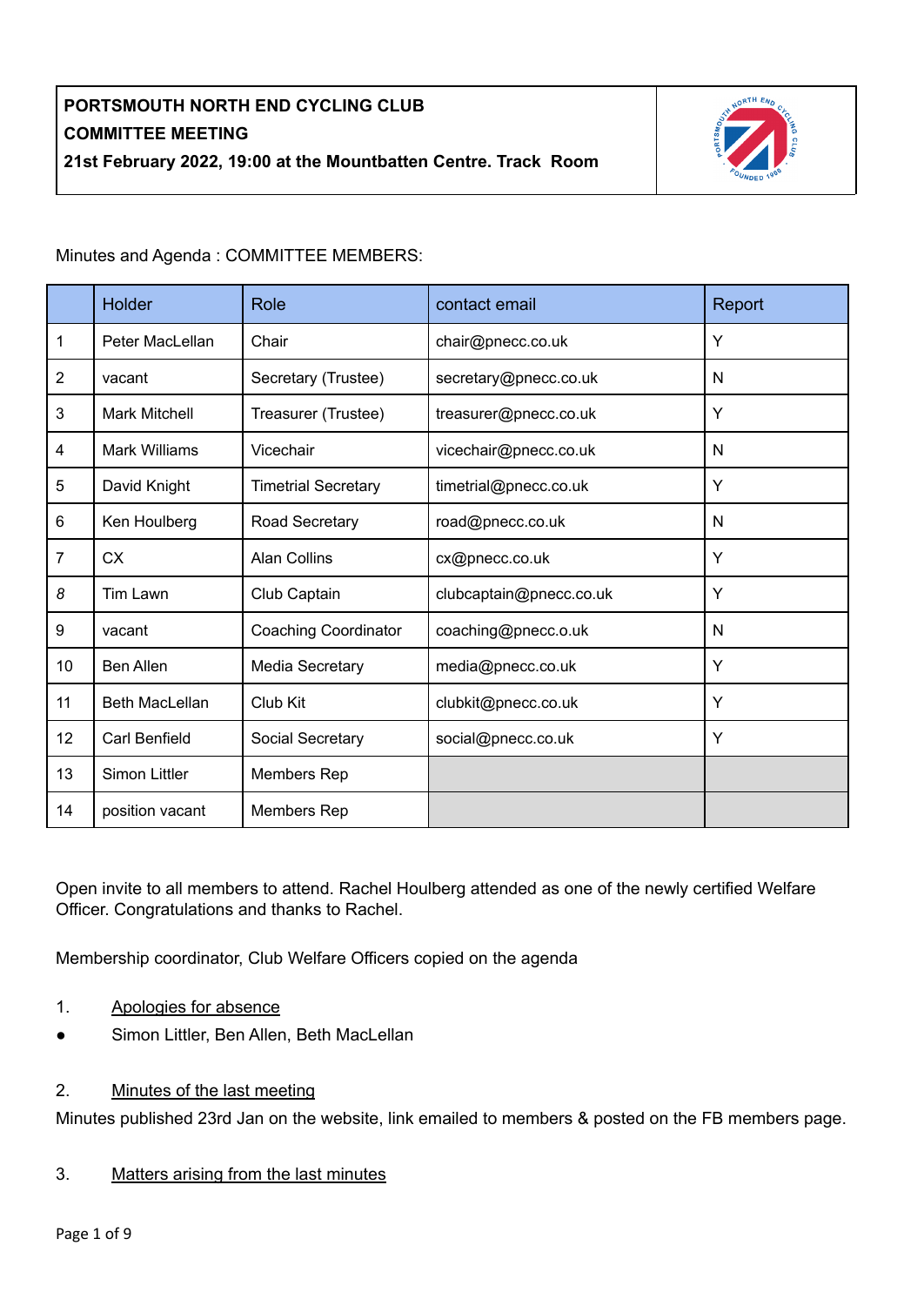**PORTSMOUTH NORTH END CYCLING CLUB**
**COMMITTEE MEETING**
**21st February 2022, 19:00 at the Mountbatten Centre. Track Room**

Minutes and Agenda : COMMITTEE MEMBERS:

| | Holder | Role | contact email | Report |
|---|---|---|---|---|
| 1 | Peter MacLellan | Chair | chair@pnecc.co.uk | Y |
| 2 | vacant | Secretary (Trustee) | secretary@pnecc.co.uk | N |
| 3 | Mark Mitchell | Treasurer (Trustee) | treasurer@pnecc.co.uk | Y |
| 4 | Mark Williams | Vicechair | vicechair@pnecc.co.uk | N |
| 5 | David Knight | Timetrial Secretary | timetrial@pnecc.co.uk | Y |
| 6 | Ken Houlberg | Road Secretary | road@pnecc.co.uk | N |
| 7 | CX | Alan Collins | cx@pnecc.co.uk | Y |
| *8* | Tim Lawn | Club Captain | clubcaptain@pnecc.co.uk | Y |
| 9 | vacant | Coaching Coordinator | coaching@pnecc.o.uk | N |
| 10 | Ben Allen | Media Secretary | media@pnecc.co.uk | Y |
| 11 | Beth MacLellan | Club Kit | clubkit@pnecc.co.uk | Y |
| 12 | Carl Benfield | Social Secretary | social@pnecc.co.uk | Y |
| 13 | Simon Littler | Members Rep | | |
| 14 | position vacant | Members Rep | | |

Open invite to all members to attend. Rachel Houlberg attended as one of the newly certified Welfare Officer. Congratulations and thanks to Rachel.

Membership coordinator, Club Welfare Officers copied on the agenda

1. Apologies for absence

- Simon Littler, Ben Allen, Beth MacLellan

2. Minutes of the last meeting

Minutes published 23rd Jan on the website, link emailed to members & posted on the FB members page.

3. Matters arising from the last minutes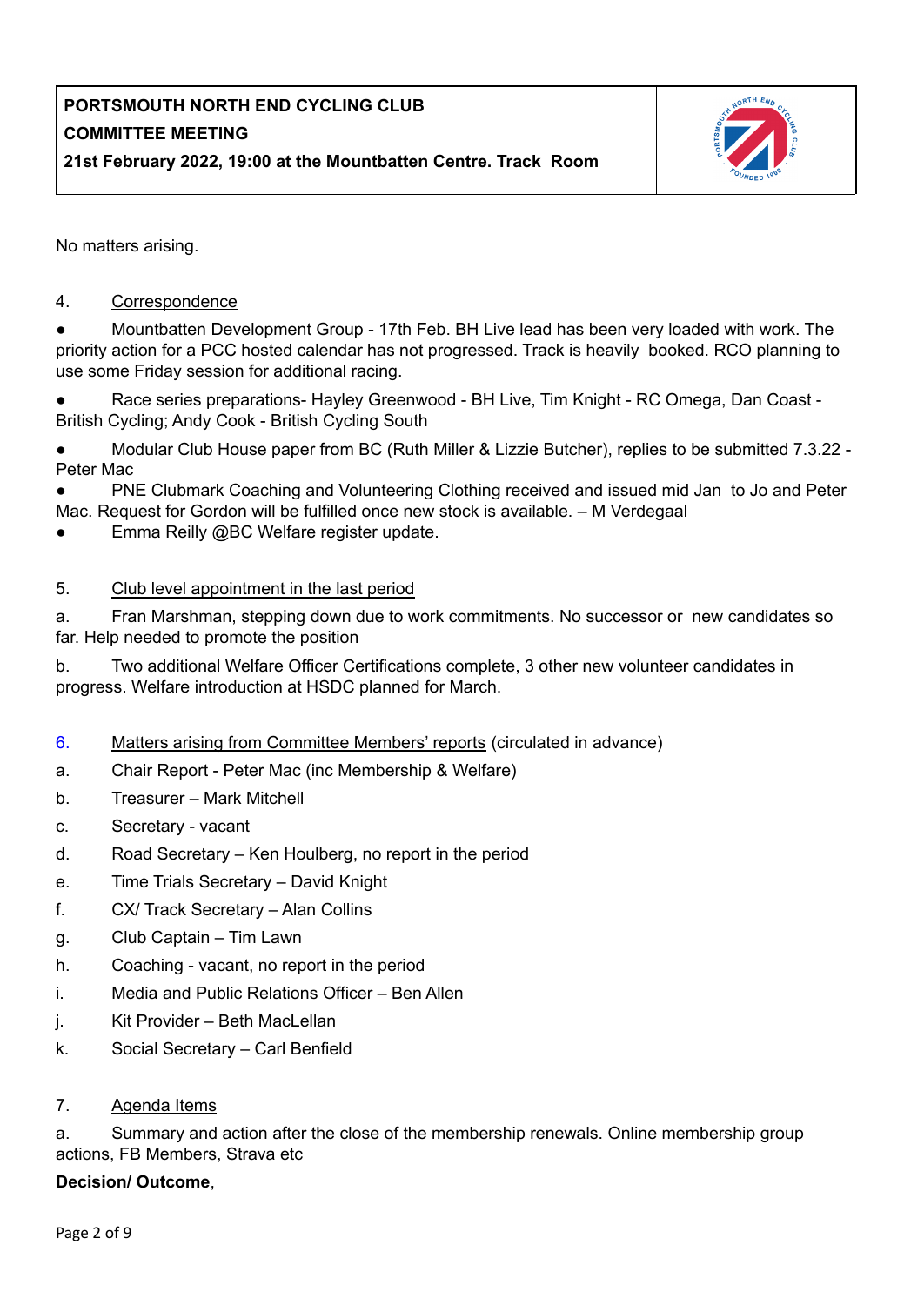No matters arising.

4. Correspondence

- Mountbatten Development Group - 17th Feb. BH Live lead has been very loaded with work. The priority action for a PCC hosted calendar has not progressed. Track is heavily booked. RCO planning to use some Friday session for additional racing.
- Race series preparations- Hayley Greenwood - BH Live, Tim Knight - RC Omega, Dan Coast - British Cycling; Andy Cook - British Cycling South
- Modular Club House paper from BC (Ruth Miller & Lizzie Butcher), replies to be submitted 7.3.22 - Peter Mac
- PNE Clubmark Coaching and Volunteering Clothing received and issued mid Jan to Jo and Peter Mac. Request for Gordon will be fulfilled once new stock is available. – M Verdegaal
- Emma Reilly @BC Welfare register update.

5. Club level appointment in the last period

a. Fran Marshman, stepping down due to work commitments. No successor or new candidates so far. Help needed to promote the position

b. Two additional Welfare Officer Certifications complete, 3 other new volunteer candidates in progress. Welfare introduction at HSDC planned for March.

6. Matters arising from Committee Members' reports (circulated in advance)

a. Chair Report - Peter Mac (inc Membership & Welfare)

b. Treasurer – Mark Mitchell

c. Secretary - vacant

d. Road Secretary – Ken Houlberg, no report in the period

e. Time Trials Secretary – David Knight

f. CX/ Track Secretary – Alan Collins

g. Club Captain – Tim Lawn

h. Coaching - vacant, no report in the period

i. Media and Public Relations Officer – Ben Allen

j. Kit Provider – Beth MacLellan

k. Social Secretary – Carl Benfield

7. Agenda Items

a. Summary and action after the close of the membership renewals. Online membership group actions, FB Members, Strava etc

**Decision/ Outcome**,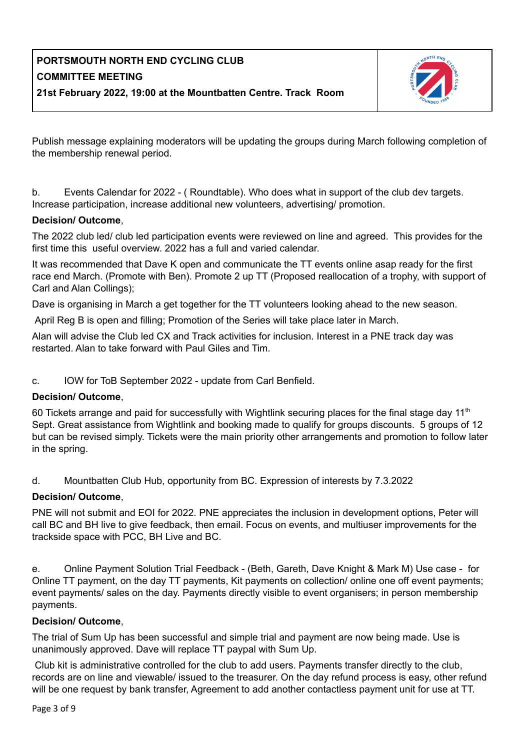**PORTSMOUTH NORTH END CYCLING CLUB**
**COMMITTEE MEETING**
**21st February 2022, 19:00 at the Mountbatten Centre. Track Room**

Publish message explaining moderators will be updating the groups during March following completion of the membership renewal period.

b. Events Calendar for 2022 - ( Roundtable). Who does what in support of the club dev targets. Increase participation, increase additional new volunteers, advertising/ promotion.

**Decision/ Outcome**,

The 2022 club led/ club led participation events were reviewed on line and agreed. This provides for the first time this useful overview. 2022 has a full and varied calendar.

It was recommended that Dave K open and communicate the TT events online asap ready for the first race end March. (Promote with Ben). Promote 2 up TT (Proposed reallocation of a trophy, with support of Carl and Alan Collings);

Dave is organising in March a get together for the TT volunteers looking ahead to the new season.

April Reg B is open and filling; Promotion of the Series will take place later in March.

Alan will advise the Club led CX and Track activities for inclusion. Interest in a PNE track day was restarted. Alan to take forward with Paul Giles and Tim.

c. IOW for ToB September 2022 - update from Carl Benfield.

**Decision/ Outcome**,

60 Tickets arrange and paid for successfully with Wightlink securing places for the final stage day 11th Sept. Great assistance from Wightlink and booking made to qualify for groups discounts. 5 groups of 12 but can be revised simply. Tickets were the main priority other arrangements and promotion to follow later in the spring.

d. Mountbatten Club Hub, opportunity from BC. Expression of interests by 7.3.2022

**Decision/ Outcome**,

PNE will not submit and EOI for 2022. PNE appreciates the inclusion in development options, Peter will call BC and BH live to give feedback, then email. Focus on events, and multiuser improvements for the trackside space with PCC, BH Live and BC.

e. Online Payment Solution Trial Feedback - (Beth, Gareth, Dave Knight & Mark M) Use case - for Online TT payment, on the day TT payments, Kit payments on collection/ online one off event payments; event payments/ sales on the day. Payments directly visible to event organisers; in person membership payments.

**Decision/ Outcome**,

The trial of Sum Up has been successful and simple trial and payment are now being made. Use is unanimously approved. Dave will replace TT paypal with Sum Up.

Club kit is administrative controlled for the club to add users. Payments transfer directly to the club, records are on line and viewable/ issued to the treasurer. On the day refund process is easy, other refund will be one request by bank transfer, Agreement to add another contactless payment unit for use at TT.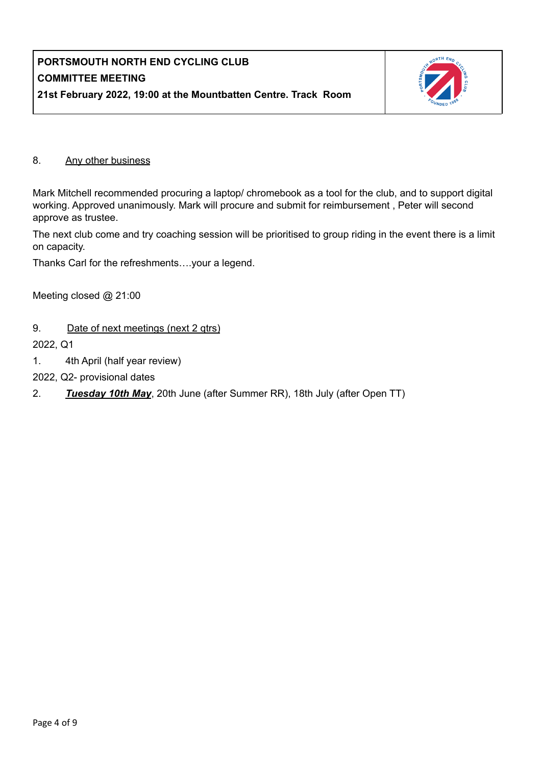**PORTSMOUTH NORTH END CYCLING CLUB**
**COMMITTEE MEETING**
**21st February 2022, 19:00 at the Mountbatten Centre. Track Room**

8. Any other business

Mark Mitchell recommended procuring a laptop/ chromebook as a tool for the club, and to support digital working. Approved unanimously. Mark will procure and submit for reimbursement , Peter will second approve as trustee.

The next club come and try coaching session will be prioritised to group riding in the event there is a limit on capacity.

Thanks Carl for the refreshments….your a legend.

Meeting closed @ 21:00

9. Date of next meetings (next 2 qtrs)

2022, Q1

1. 4th April (half year review)

2022, Q2- provisional dates

2. ***Tuesday 10th May***, 20th June (after Summer RR), 18th July (after Open TT)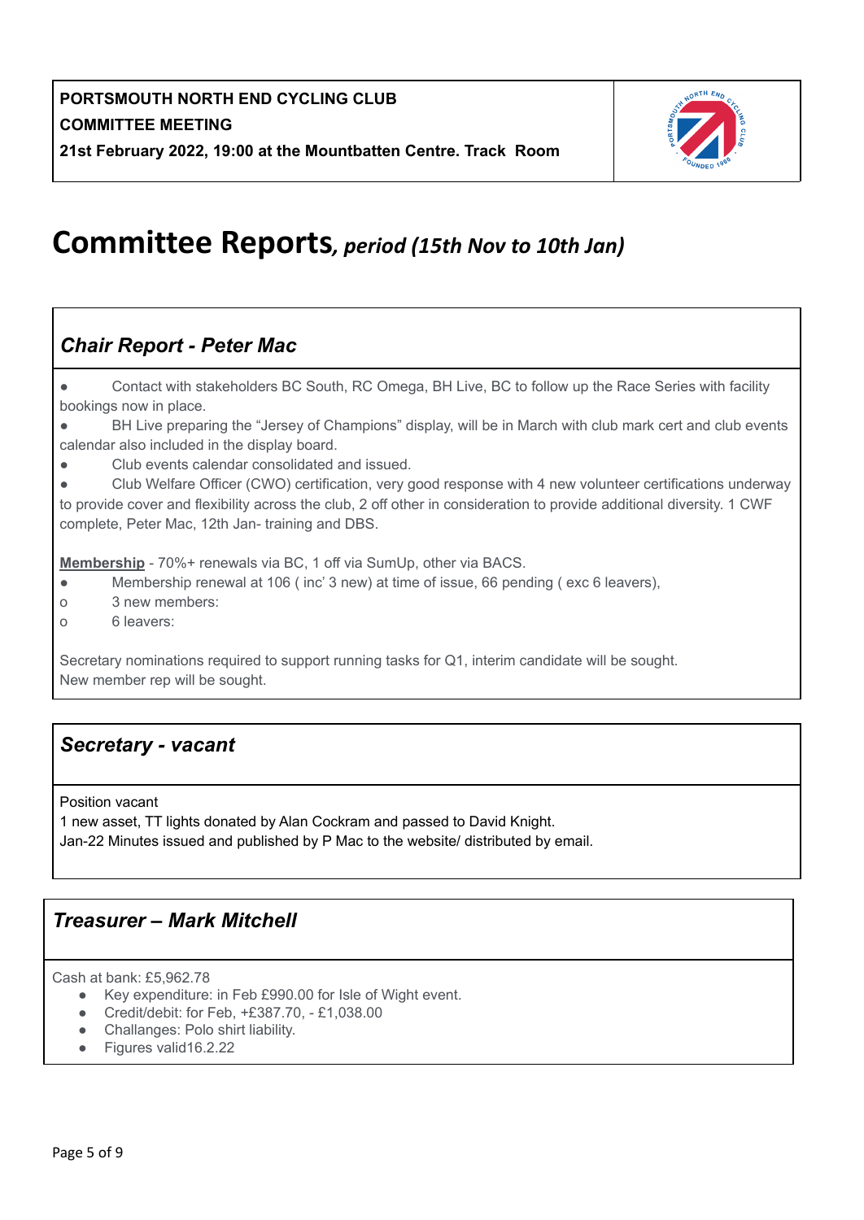**PORTSMOUTH NORTH END CYCLING CLUB**
**COMMITTEE MEETING**
**21st February 2022, 19:00 at the Mountbatten Centre. Track Room**

# Committee Reports*, period (15th Nov to 10th Jan)*

## *Chair Report - Peter Mac*

- Contact with stakeholders BC South, RC Omega, BH Live, BC to follow up the Race Series with facility bookings now in place.
- BH Live preparing the "Jersey of Champions" display, will be in March with club mark cert and club events calendar also included in the display board.
- Club events calendar consolidated and issued.
- Club Welfare Officer (CWO) certification, very good response with 4 new volunteer certifications underway to provide cover and flexibility across the club, 2 off other in consideration to provide additional diversity. 1 CWF complete, Peter Mac, 12th Jan- training and DBS.

**Membership** - 70%+ renewals via BC, 1 off via SumUp, other via BACS.

- Membership renewal at 106 ( inc' 3 new) at time of issue, 66 pending ( exc 6 leavers),
  - 3 new members:
  - 6 leavers:

Secretary nominations required to support running tasks for Q1, interim candidate will be sought.
New member rep will be sought.

## *Secretary - vacant*

Position vacant
1 new asset, TT lights donated by Alan Cockram and passed to David Knight.
Jan-22 Minutes issued and published by P Mac to the website/ distributed by email.

## *Treasurer – Mark Mitchell*

Cash at bank: £5,962.78

- Key expenditure: in Feb £990.00 for Isle of Wight event.
- Credit/debit: for Feb, +£387.70, - £1,038.00
- Challanges: Polo shirt liability.
- Figures valid16.2.22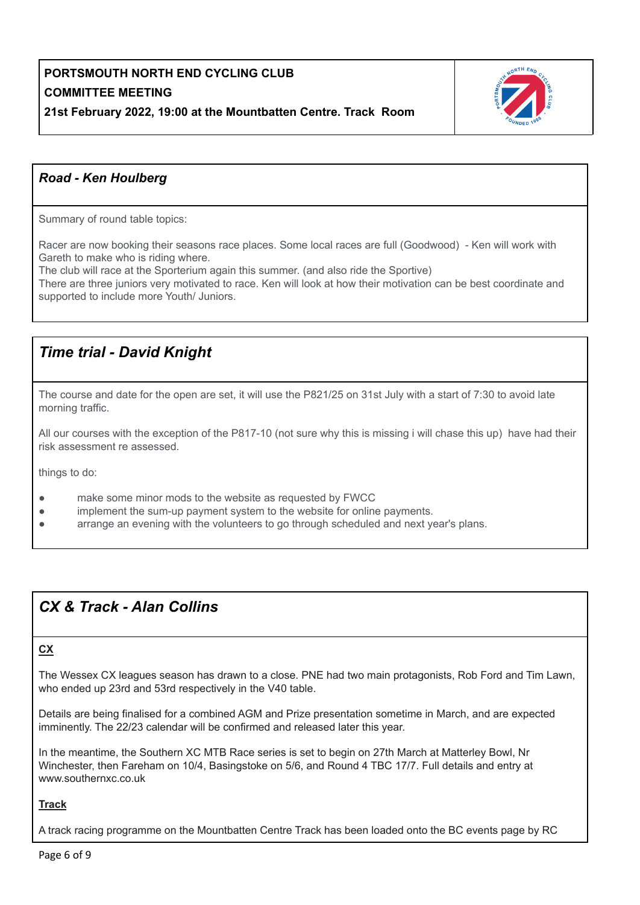**PORTSMOUTH NORTH END CYCLING CLUB**
**COMMITTEE MEETING**
**21st February 2022, 19:00 at the Mountbatten Centre. Track Room**

### *Road - Ken Houlberg*

Summary of round table topics:

Racer are now booking their seasons race places. Some local races are full (Goodwood) - Ken will work with Gareth to make who is riding where.
The club will race at the Sporterium again this summer. (and also ride the Sportive)
There are three juniors very motivated to race. Ken will look at how their motivation can be best coordinate and supported to include more Youth/ Juniors.

## *Time trial - David Knight*

The course and date for the open are set, it will use the P821/25 on 31st July with a start of 7:30 to avoid late morning traffic.

All our courses with the exception of the P817-10 (not sure why this is missing i will chase this up) have had their risk assessment re assessed.

things to do:

- make some minor mods to the website as requested by FWCC
- implement the sum-up payment system to the website for online payments.
- arrange an evening with the volunteers to go through scheduled and next year's plans.

## *CX & Track - Alan Collins*

**CX**

The Wessex CX leagues season has drawn to a close. PNE had two main protagonists, Rob Ford and Tim Lawn, who ended up 23rd and 53rd respectively in the V40 table.

Details are being finalised for a combined AGM and Prize presentation sometime in March, and are expected imminently. The 22/23 calendar will be confirmed and released later this year.

In the meantime, the Southern XC MTB Race series is set to begin on 27th March at Matterley Bowl, Nr Winchester, then Fareham on 10/4, Basingstoke on 5/6, and Round 4 TBC 17/7. Full details and entry at www.southernxc.co.uk

**Track**

A track racing programme on the Mountbatten Centre Track has been loaded onto the BC events page by RC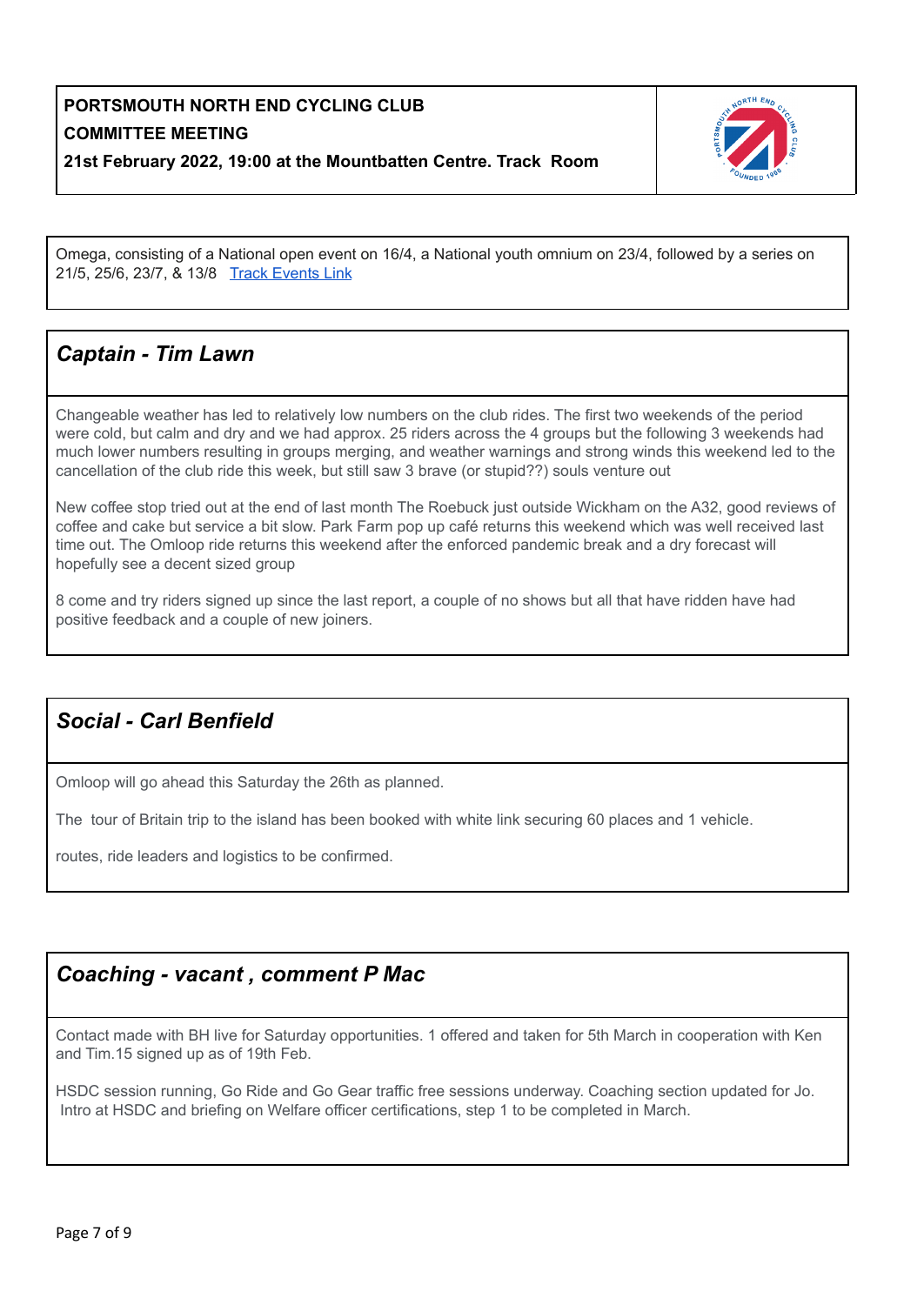**PORTSMOUTH NORTH END CYCLING CLUB**
**COMMITTEE MEETING**
**21st February 2022, 19:00 at the Mountbatten Centre. Track Room**

Omega, consisting of a National open event on 16/4, a National youth omnium on 23/4, followed by a series on 21/5, 25/6, 23/7, & 13/8 [Track Events Link]

## *Captain - Tim Lawn*

Changeable weather has led to relatively low numbers on the club rides. The first two weekends of the period were cold, but calm and dry and we had approx. 25 riders across the 4 groups but the following 3 weekends had much lower numbers resulting in groups merging, and weather warnings and strong winds this weekend led to the cancellation of the club ride this week, but still saw 3 brave (or stupid??) souls venture out

New coffee stop tried out at the end of last month The Roebuck just outside Wickham on the A32, good reviews of coffee and cake but service a bit slow. Park Farm pop up café returns this weekend which was well received last time out. The Omloop ride returns this weekend after the enforced pandemic break and a dry forecast will hopefully see a decent sized group

8 come and try riders signed up since the last report, a couple of no shows but all that have ridden have had positive feedback and a couple of new joiners.

## *Social - Carl Benfield*

Omloop will go ahead this Saturday the 26th as planned.

The tour of Britain trip to the island has been booked with white link securing 60 places and 1 vehicle.

routes, ride leaders and logistics to be confirmed.

## *Coaching - vacant , comment P Mac*

Contact made with BH live for Saturday opportunities. 1 offered and taken for 5th March in cooperation with Ken and Tim.15 signed up as of 19th Feb.

HSDC session running, Go Ride and Go Gear traffic free sessions underway. Coaching section updated for Jo. Intro at HSDC and briefing on Welfare officer certifications, step 1 to be completed in March.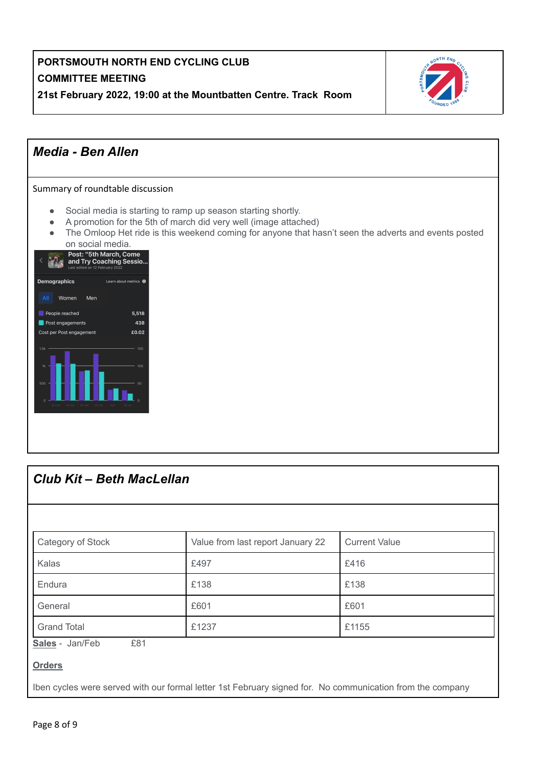**PORTSMOUTH NORTH END CYCLING CLUB**
**COMMITTEE MEETING**
**21st February 2022, 19:00 at the Mountbatten Centre. Track Room**

## *Media - Ben Allen*

Summary of roundtable discussion

- Social media is starting to ramp up season starting shortly.
- A promotion for the 5th of march did very well (image attached)
- The Omloop Het ride is this weekend coming for anyone that hasn't seen the adverts and events posted on social media.

## *Club Kit – Beth MacLellan*

| Category of Stock | Value from last report January 22 | Current Value |
|---|---|---|
| Kalas | £497 | £416 |
| Endura | £138 | £138 |
| General | £601 | £601 |
| Grand Total | £1237 | £1155 |

**Sales** - Jan/Feb £81

**Orders**

Iben cycles were served with our formal letter 1st February signed for. No communication from the company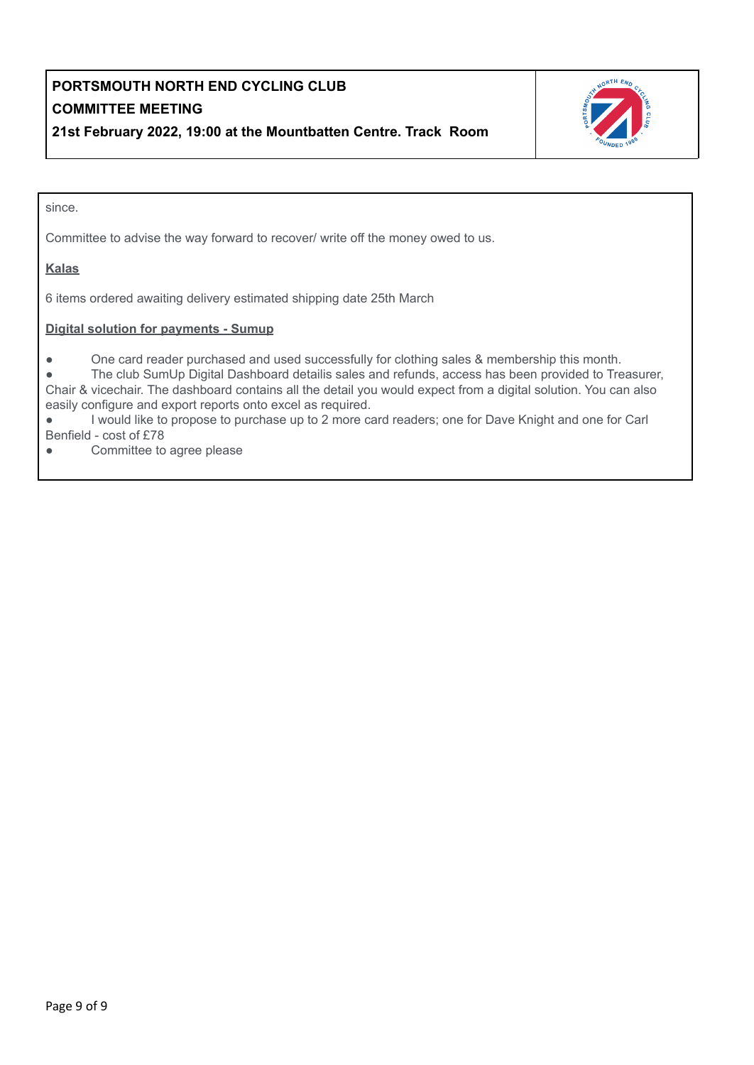since.

Committee to advise the way forward to recover/ write off the money owed to us.

**Kalas**

6 items ordered awaiting delivery estimated shipping date 25th March

**Digital solution for payments - Sumup**

- One card reader purchased and used successfully for clothing sales & membership this month.
- The club SumUp Digital Dashboard detailis sales and refunds, access has been provided to Treasurer, Chair & vicechair. The dashboard contains all the detail you would expect from a digital solution. You can also easily configure and export reports onto excel as required.
- I would like to propose to purchase up to 2 more card readers; one for Dave Knight and one for Carl Benfield - cost of £78
- Committee to agree please